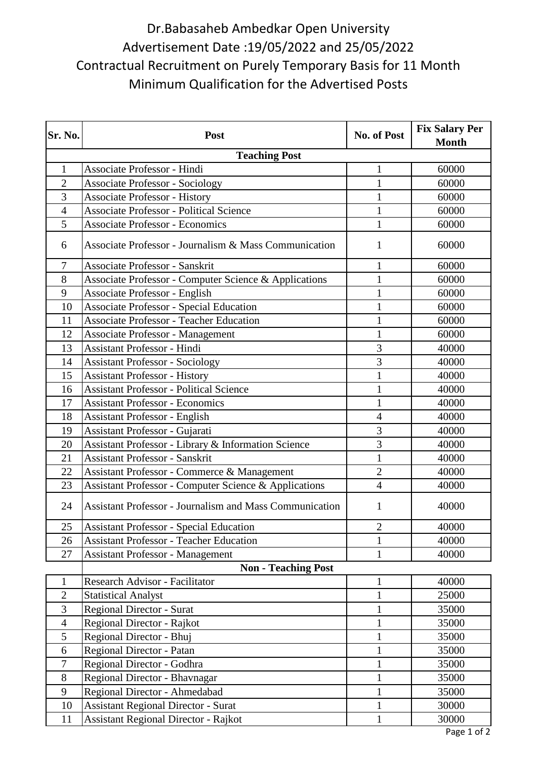# Dr.Babasaheb Ambedkar Open University

## Advertisement Date :19/05/2022 and 25/05/2022

## Contractual Recruitment on Purely Temporary Basis for 11 Month

## Minimum Qualification for the Advertised Posts

| Sr. No. | Post | No. of Post | Fix Salary Per Month |
|---|---|---|---|
| | **Teaching Post** | | |
| 1 | Associate Professor - Hindi | 1 | 60000 |
| 2 | Associate Professor - Sociology | 1 | 60000 |
| 3 | Associate Professor - History | 1 | 60000 |
| 4 | Associate Professor - Political Science | 1 | 60000 |
| 5 | Associate Professor - Economics | 1 | 60000 |
| 6 | Associate Professor - Journalism & Mass Communication | 1 | 60000 |
| 7 | Associate Professor - Sanskrit | 1 | 60000 |
| 8 | Associate Professor - Computer Science & Applications | 1 | 60000 |
| 9 | Associate Professor - English | 1 | 60000 |
| 10 | Associate Professor - Special Education | 1 | 60000 |
| 11 | Associate Professor - Teacher Education | 1 | 60000 |
| 12 | Associate Professor - Management | 1 | 60000 |
| 13 | Assistant Professor - Hindi | 3 | 40000 |
| 14 | Assistant Professor - Sociology | 3 | 40000 |
| 15 | Assistant Professor - History | 1 | 40000 |
| 16 | Assistant Professor - Political Science | 1 | 40000 |
| 17 | Assistant Professor - Economics | 1 | 40000 |
| 18 | Assistant Professor - English | 4 | 40000 |
| 19 | Assistant Professor - Gujarati | 3 | 40000 |
| 20 | Assistant Professor - Library & Information Science | 3 | 40000 |
| 21 | Assistant Professor - Sanskrit | 1 | 40000 |
| 22 | Assistant Professor - Commerce & Management | 2 | 40000 |
| 23 | Assistant Professor - Computer Science & Applications | 4 | 40000 |
| 24 | Assistant Professor - Journalism and Mass Communication | 1 | 40000 |
| 25 | Assistant Professor - Special Education | 2 | 40000 |
| 26 | Assistant Professor - Teacher Education | 1 | 40000 |
| 27 | Assistant Professor - Management | 1 | 40000 |
| | **Non - Teaching Post** | | |
| 1 | Research Advisor - Facilitator | 1 | 40000 |
| 2 | Statistical Analyst | 1 | 25000 |
| 3 | Regional Director - Surat | 1 | 35000 |
| 4 | Regional Director - Rajkot | 1 | 35000 |
| 5 | Regional Director - Bhuj | 1 | 35000 |
| 6 | Regional Director - Patan | 1 | 35000 |
| 7 | Regional Director - Godhra | 1 | 35000 |
| 8 | Regional Director - Bhavnagar | 1 | 35000 |
| 9 | Regional Director - Ahmedabad | 1 | 35000 |
| 10 | Assistant Regional Director - Surat | 1 | 30000 |
| 11 | Assistant Regional Director - Rajkot | 1 | 30000 |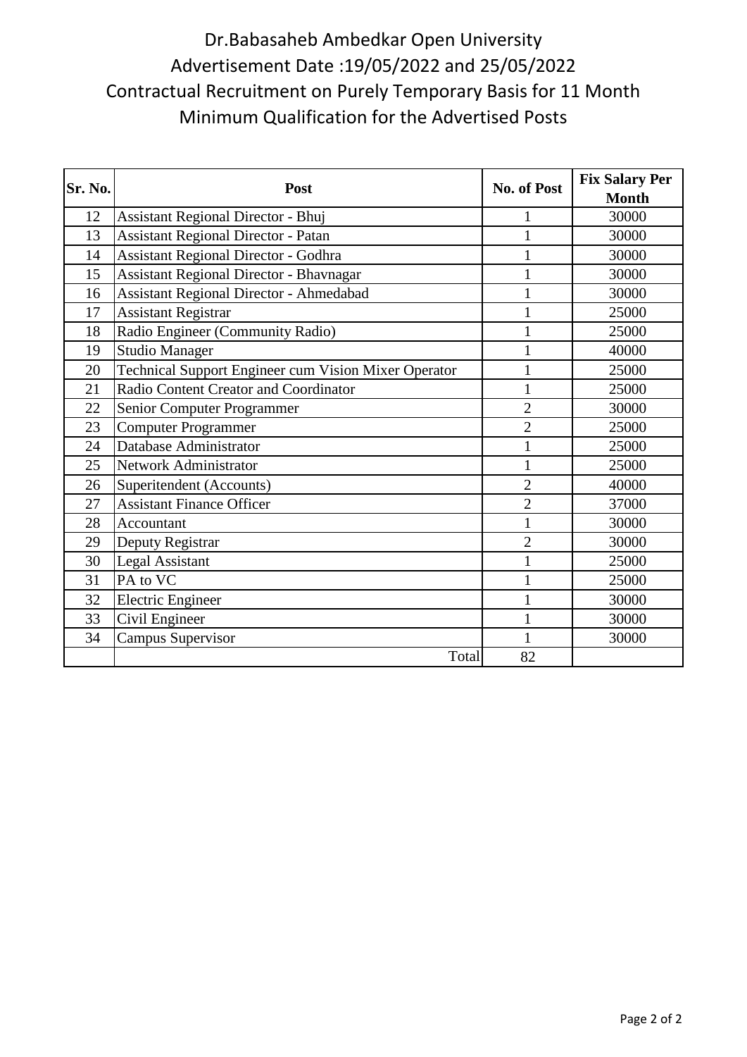# Dr.Babasaheb Ambedkar Open University
## Advertisement Date :19/05/2022 and 25/05/2022
## Contractual Recruitment on Purely Temporary Basis for 11 Month
## Minimum Qualification for the Advertised Posts

| Sr. No. | Post | No. of Post | Fix Salary Per Month |
|---|---|---|---|
| 12 | Assistant Regional Director - Bhuj | 1 | 30000 |
| 13 | Assistant Regional Director - Patan | 1 | 30000 |
| 14 | Assistant Regional Director - Godhra | 1 | 30000 |
| 15 | Assistant Regional Director - Bhavnagar | 1 | 30000 |
| 16 | Assistant Regional Director - Ahmedabad | 1 | 30000 |
| 17 | Assistant Registrar | 1 | 25000 |
| 18 | Radio Engineer (Community Radio) | 1 | 25000 |
| 19 | Studio Manager | 1 | 40000 |
| 20 | Technical Support Engineer cum Vision Mixer Operator | 1 | 25000 |
| 21 | Radio Content Creator and Coordinator | 1 | 25000 |
| 22 | Senior Computer Programmer | 2 | 30000 |
| 23 | Computer Programmer | 2 | 25000 |
| 24 | Database Administrator | 1 | 25000 |
| 25 | Network Administrator | 1 | 25000 |
| 26 | Superitendent (Accounts) | 2 | 40000 |
| 27 | Assistant Finance Officer | 2 | 37000 |
| 28 | Accountant | 1 | 30000 |
| 29 | Deputy Registrar | 2 | 30000 |
| 30 | Legal Assistant | 1 | 25000 |
| 31 | PA to VC | 1 | 25000 |
| 32 | Electric Engineer | 1 | 30000 |
| 33 | Civil Engineer | 1 | 30000 |
| 34 | Campus Supervisor | 1 | 30000 |
| | Total | 82 | |